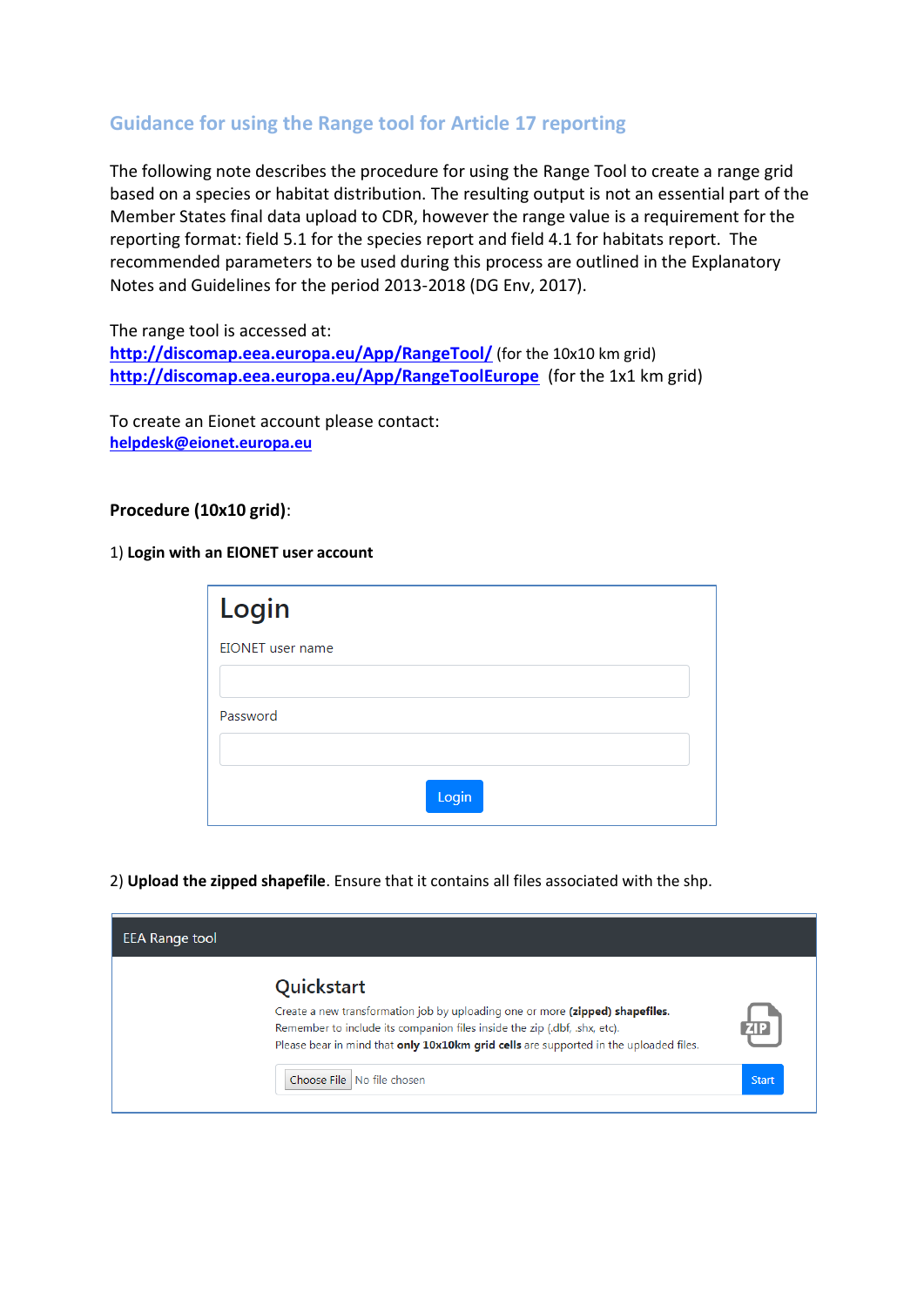## Guidance for using the Range tool for Article 17 reporting

The following note describes the procedure for using the Range Tool to create a range grid based on a species or habitat distribution. The resulting output is not an essential part of the Member States final data upload to CDR, however the range value is a requirement for the reporting format: field 5.1 for the species report and field 4.1 for habitats report. The recommended parameters to be used during this process are outlined in the Explanatory Notes and Guidelines for the period 2013-2018 (DG Env, 2017).

The range tool is accessed at:
**http://discomap.eea.europa.eu/App/RangeTool/** (for the 10x10 km grid)
**http://discomap.eea.europa.eu/App/RangeToolEurope** (for the 1x1 km grid)

To create an Eionet account please contact:
**helpdesk@eionet.europa.eu**

**Procedure (10x10 grid)**:

1) **Login with an EIONET user account**

Login

EIONET user name

Password

Login

2) **Upload the zipped shapefile**. Ensure that it contains all files associated with the shp.

EEA Range tool

Quickstart

Create a new transformation job by uploading one or more **(zipped) shapefiles**.
Remember to include its companion files inside the zip (.dbf, .shx, etc).
Please bear in mind that **only 10x10km grid cells** are supported in the uploaded files.

Choose File No file chosen Start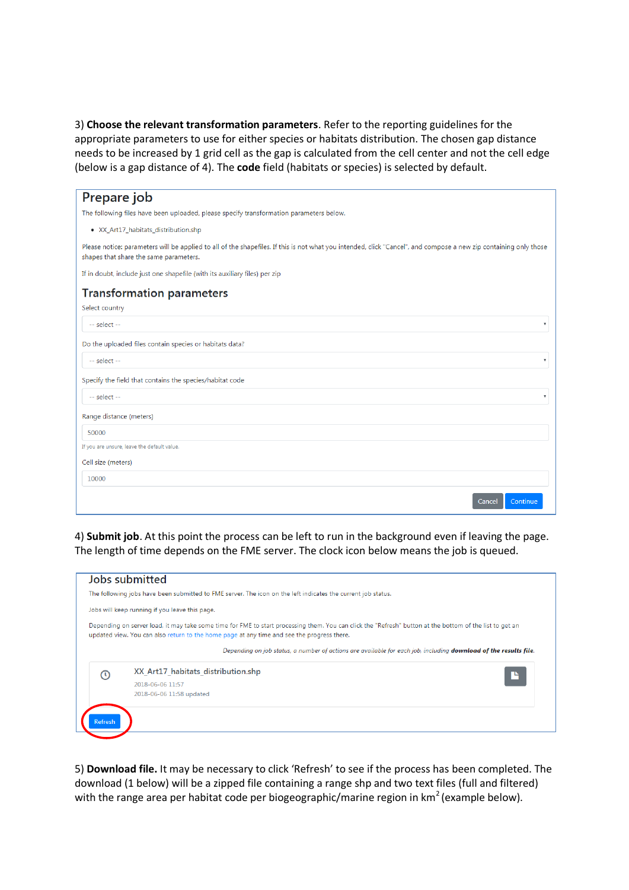3) **Choose the relevant transformation parameters**. Refer to the reporting guidelines for the appropriate parameters to use for either species or habitats distribution. The chosen gap distance needs to be increased by 1 grid cell as the gap is calculated from the cell center and not the cell edge (below is a gap distance of 4). The **code** field (habitats or species) is selected by default.

## Prepare job

The following files have been uploaded, please specify transformation parameters below.

- XX_Art17_habitats_distribution.shp

Please notice: parameters will be applied to all of the shapefiles. If this is not what you intended, click "Cancel", and compose a new zip containing only those shapes that share the same parameters.

If in doubt, include just one shapefile (with its auxiliary files) per zip

### Transformation parameters

Select country

-- select --

Do the uploaded files contain species or habitats data?

-- select --

Specify the field that contains the species/habitat code

-- select --

Range distance (meters)

50000

If you are unsure, leave the default value.

Cell size (meters)

10000

Cancel Continue

4) **Submit job**. At this point the process can be left to run in the background even if leaving the page. The length of time depends on the FME server. The clock icon below means the job is queued.

## Jobs submitted

The following jobs have been submitted to FME server. The icon on the left indicates the current job status.

Jobs will keep running if you leave this page.

Depending on server load, it may take some time for FME to start processing them. You can click the "Refresh" button at the bottom of the list to get an updated view. You can also return to the home page at any time and see the progress there.

*Depending on job status, a number of actions are available for each job, including **download of the results file**.*

XX_Art17_habitats_distribution.shp
2018-06-06 11:57
2018-06-06 11:58 updated

Refresh

5) **Download file.** It may be necessary to click 'Refresh' to see if the process has been completed. The download (1 below) will be a zipped file containing a range shp and two text files (full and filtered) with the range area per habitat code per biogeographic/marine region in $km^2$ (example below).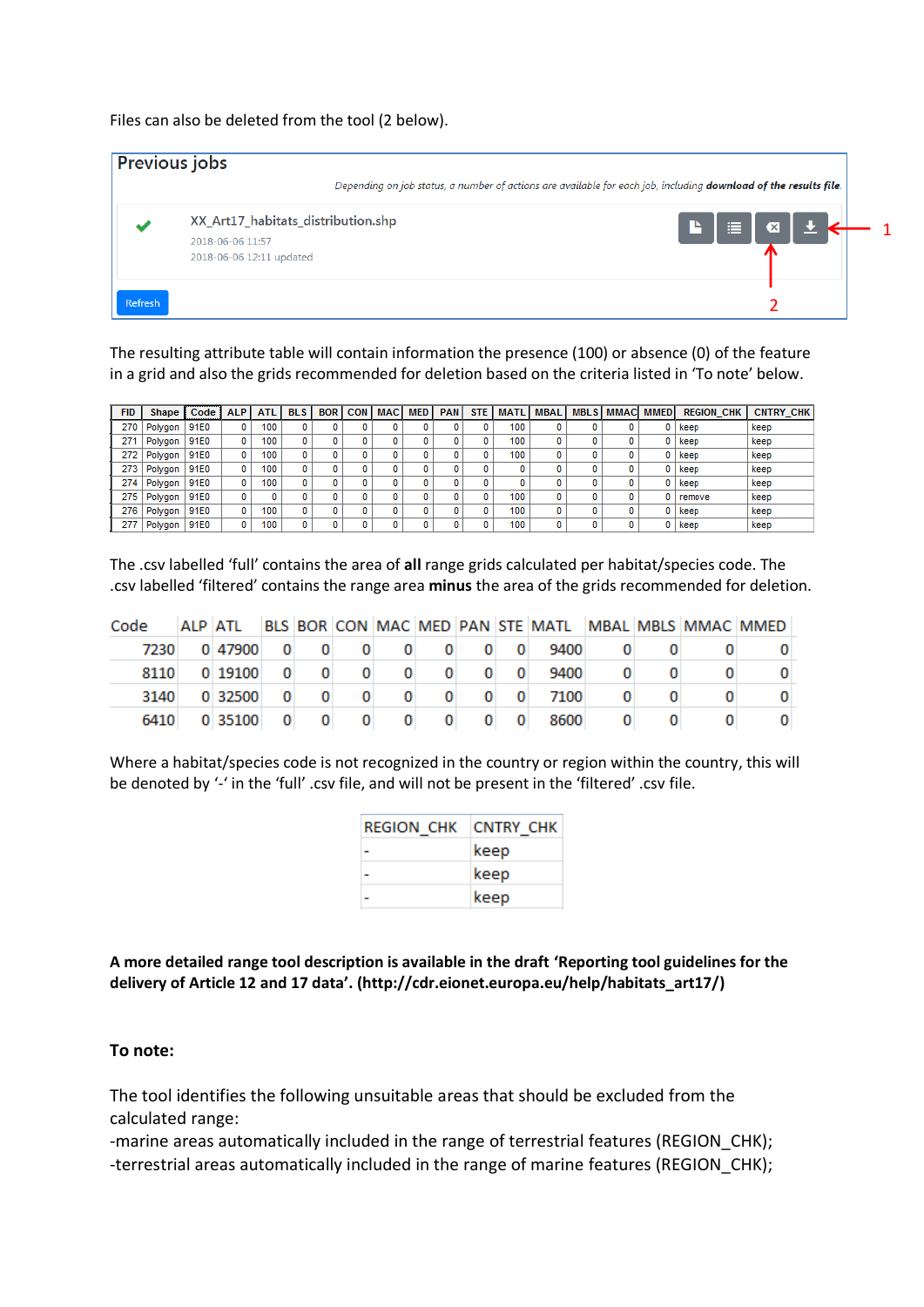Files can also be deleted from the tool (2 below).

Previous jobs

*Depending on job status, a number of actions are available for each job, including* ***download of the results file****.*

XX_Art17_habitats_distribution.shp

2018-06-06 11:57

2018-06-06 12:11 updated

Refresh

1

2

The resulting attribute table will contain information the presence (100) or absence (0) of the feature in a grid and also the grids recommended for deletion based on the criteria listed in 'To note' below.

| FID | Shape | Code | ALP | ATL | BLS | BOR | CON | MAC | MED | PAN | STE | MATL | MBAL | MBLS | MMAC | MMED | REGION_CHK | CNTRY_CHK |
|---|---|---|---|---|---|---|---|---|---|---|---|---|---|---|---|---|---|---|
| 270 | Polygon | 91E0 | 0 | 100 | 0 | 0 | 0 | 0 | 0 | 0 | 0 | 100 | 0 | 0 | 0 | 0 | keep | keep |
| 271 | Polygon | 91E0 | 0 | 100 | 0 | 0 | 0 | 0 | 0 | 0 | 0 | 100 | 0 | 0 | 0 | 0 | keep | keep |
| 272 | Polygon | 91E0 | 0 | 100 | 0 | 0 | 0 | 0 | 0 | 0 | 0 | 100 | 0 | 0 | 0 | 0 | keep | keep |
| 273 | Polygon | 91E0 | 0 | 100 | 0 | 0 | 0 | 0 | 0 | 0 | 0 | 0 | 0 | 0 | 0 | 0 | keep | keep |
| 274 | Polygon | 91E0 | 0 | 100 | 0 | 0 | 0 | 0 | 0 | 0 | 0 | 0 | 0 | 0 | 0 | 0 | keep | keep |
| 275 | Polygon | 91E0 | 0 | 0 | 0 | 0 | 0 | 0 | 0 | 0 | 0 | 100 | 0 | 0 | 0 | 0 | remove | keep |
| 276 | Polygon | 91E0 | 0 | 100 | 0 | 0 | 0 | 0 | 0 | 0 | 0 | 100 | 0 | 0 | 0 | 0 | keep | keep |
| 277 | Polygon | 91E0 | 0 | 100 | 0 | 0 | 0 | 0 | 0 | 0 | 0 | 100 | 0 | 0 | 0 | 0 | keep | keep |

The .csv labelled 'full' contains the area of **all** range grids calculated per habitat/species code. The .csv labelled 'filtered' contains the range area **minus** the area of the grids recommended for deletion.

| Code | ALP | ATL | BLS | BOR | CON | MAC | MED | PAN | STE | MATL | MBAL | MBLS | MMAC | MMED |
|---|---|---|---|---|---|---|---|---|---|---|---|---|---|---|
| 7230 | 0 | 47900 | 0 | 0 | 0 | 0 | 0 | 0 | 0 | 9400 | 0 | 0 | 0 | 0 |
| 8110 | 0 | 19100 | 0 | 0 | 0 | 0 | 0 | 0 | 0 | 9400 | 0 | 0 | 0 | 0 |
| 3140 | 0 | 32500 | 0 | 0 | 0 | 0 | 0 | 0 | 0 | 7100 | 0 | 0 | 0 | 0 |
| 6410 | 0 | 35100 | 0 | 0 | 0 | 0 | 0 | 0 | 0 | 8600 | 0 | 0 | 0 | 0 |

Where a habitat/species code is not recognized in the country or region within the country, this will be denoted by '-' in the 'full' .csv file, and will not be present in the 'filtered' .csv file.

| REGION_CHK | CNTRY_CHK |
|---|---|
| - | keep |
| - | keep |
| - | keep |

**A more detailed range tool description is available in the draft 'Reporting tool guidelines for the delivery of Article 12 and 17 data'. (http://cdr.eionet.europa.eu/help/habitats_art17/)**

**To note:**

The tool identifies the following unsuitable areas that should be excluded from the calculated range:

-marine areas automatically included in the range of terrestrial features (REGION_CHK);

-terrestrial areas automatically included in the range of marine features (REGION_CHK);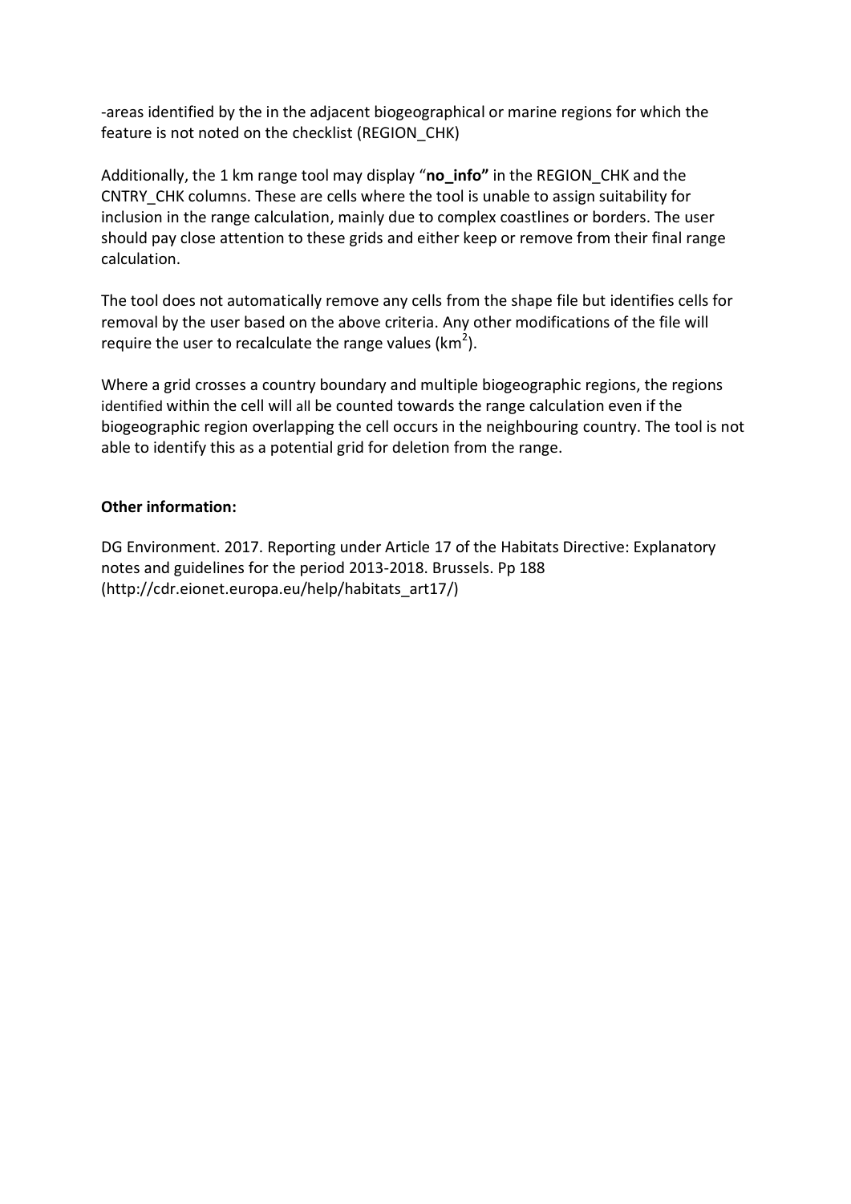-areas identified by the in the adjacent biogeographical or marine regions for which the feature is not noted on the checklist (REGION_CHK)

Additionally, the 1 km range tool may display "**no_info"** in the REGION_CHK and the CNTRY_CHK columns. These are cells where the tool is unable to assign suitability for inclusion in the range calculation, mainly due to complex coastlines or borders. The user should pay close attention to these grids and either keep or remove from their final range calculation.

The tool does not automatically remove any cells from the shape file but identifies cells for removal by the user based on the above criteria. Any other modifications of the file will require the user to recalculate the range values ($km^2$).

Where a grid crosses a country boundary and multiple biogeographic regions, the regions identified within the cell will all be counted towards the range calculation even if the biogeographic region overlapping the cell occurs in the neighbouring country. The tool is not able to identify this as a potential grid for deletion from the range.

**Other information:**

DG Environment. 2017. Reporting under Article 17 of the Habitats Directive: Explanatory notes and guidelines for the period 2013-2018. Brussels. Pp 188 (http://cdr.eionet.europa.eu/help/habitats_art17/)